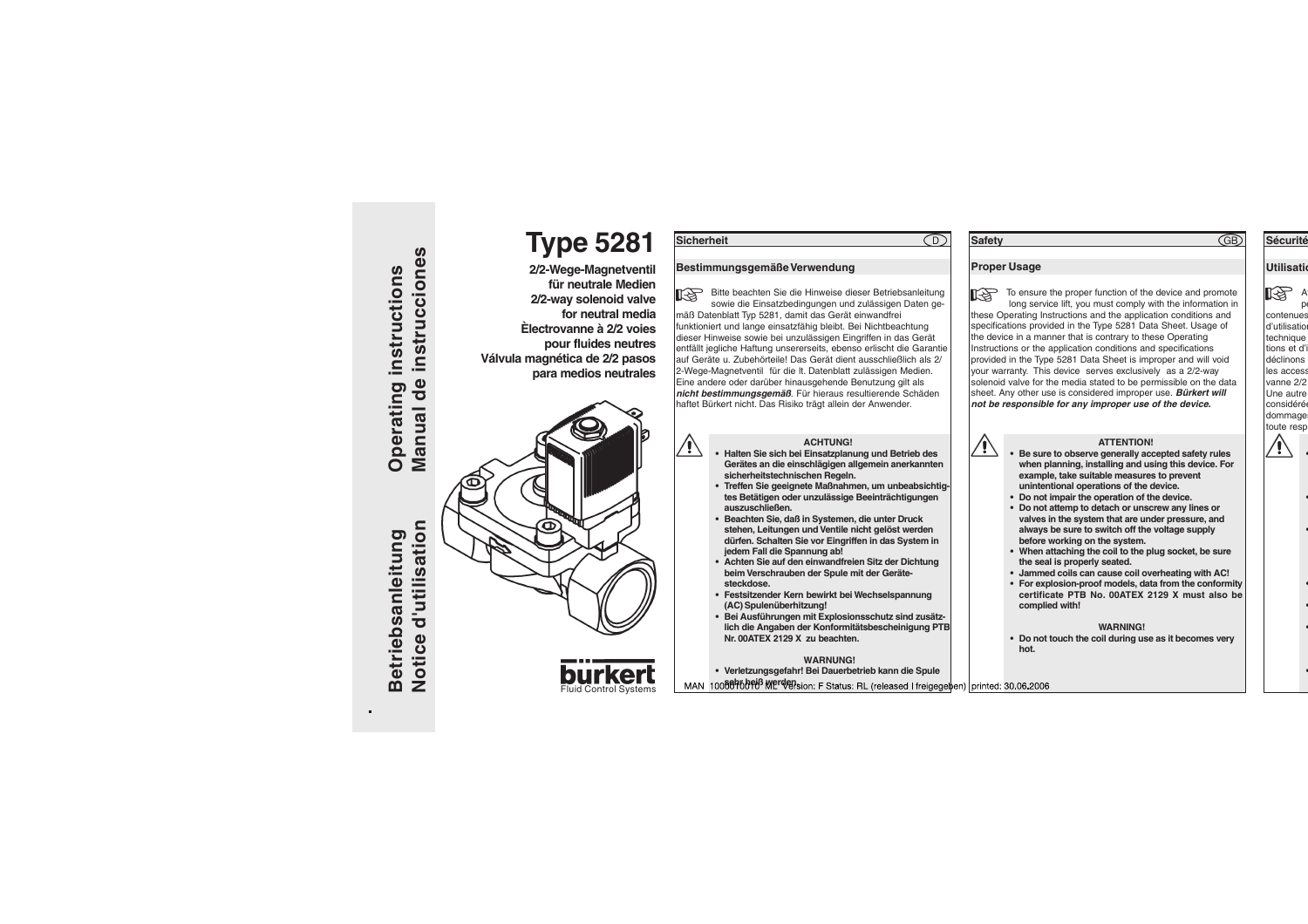Betriebsanleitung
Notice d'utilisation

Operating instructions
Manual de instrucciones

# Type 5281

**2/2-Wege-Magnetventil für neutrale Medien**
**2/2-way solenoid valve for neutral media**
**Èlectrovanne à 2/2 voies pour fluides neutres**
**Válvula magnética de 2/2 pasos para medios neutrales**

bürkert
Fluid Control Systems

## Sicherheit (D)

### Bestimmungsgemäße Verwendung

Bitte beachten Sie die Hinweise dieser Betriebsanleitung sowie die Einsatzbedingungen und zulässigen Daten gemäß Datenblatt Typ 5281, damit das Gerät einwandfrei funktioniert und lange einsatzfähig bleibt. Bei Nichtbeachtung dieser Hinweise sowie bei unzulässigen Eingriffen in das Gerät entfällt jegliche Haftung unsererseits, ebenso erlischt die Garantie auf Geräte u. Zubehörteile! Das Gerät dient ausschließlich als 2/2-Wege-Magnetventil für die lt. Datenblatt zulässigen Medien. Eine andere oder darüber hinausgehende Benutzung gilt als ***nicht bestimmungsgemäß***. Für hieraus resultierende Schäden haftet Bürkert nicht. Das Risiko trägt allein der Anwender.

**ACHTUNG!**

- **Halten Sie sich bei Einsatzplanung und Betrieb des Gerätes an die einschlägigen allgemein anerkannten sicherheitstechnischen Regeln.**
- **Treffen Sie geeignete Maßnahmen, um unbeabsichtigtes Betätigen oder unzulässige Beeinträchtigungen auszuschließen.**
- **Beachten Sie, daß in Systemen, die unter Druck stehen, Leitungen und Ventile nicht gelöst werden dürfen. Schalten Sie vor Eingriffen in das System in jedem Fall die Spannung ab!**
- **Achten Sie auf den einwandfreien Sitz der Dichtung beim Verschrauben der Spule mit der Gerätesteckdose.**
- **Festsitzender Kern bewirkt bei Wechselspannung (AC) Spulenüberhitzung!**
- **Bei Ausführungen mit Explosionsschutz sind zusätzlich die Angaben der Konformitätsbescheinigung PTB Nr. 00ATEX 2129 X zu beachten.**

**WARNUNG!**

- **Verletzungsgefahr! Bei Dauerbetrieb kann die Spule sehr heiß werden.**

## Safety (GB)

### Proper Usage

To ensure the proper function of the device and promote long service lift, you must comply with the information in these Operating Instructions and the application conditions and specifications provided in the Type 5281 Data Sheet. Usage of the device in a manner that is contrary to these Operating Instructions or the application conditions and specifications provided in the Type 5281 Data Sheet is improper and will void your warranty. This device serves exclusively as a 2/2-way solenoid valve for the media stated to be permissible on the data sheet. Any other use is considered improper use. ***Bürkert will not be responsible for any improper use of the device.***

**ATTENTION!**

- **Be sure to observe generally accepted safety rules when planning, installing and using this device. For example, take suitable measures to prevent unintentional operations of the device.**
- **Do not impair the operation of the device.**
- **Do not attemp to detach or unscrew any lines or valves in the system that are under pressure, and always be sure to switch off the voltage supply before working on the system.**
- **When attaching the coil to the plug socket, be sure the seal is properly seated.**
- **Jammed coils can cause coil overheating with AC!**
- **For explosion-proof models, data from the conformity certificate PTB No. 00ATEX 2129 X must also be complied with!**

**WARNING!**

- **Do not touch the coil during use as it becomes very hot.**

## Sécurité

### Utilisation

contenues d'utilisation technique tions et d'i déclinons les access vanne 2/2 Une autre considérée dommages toute resp

MAN 1000010010 ML Version: F Status: RL (released | freigegeben) printed: 30.06.2006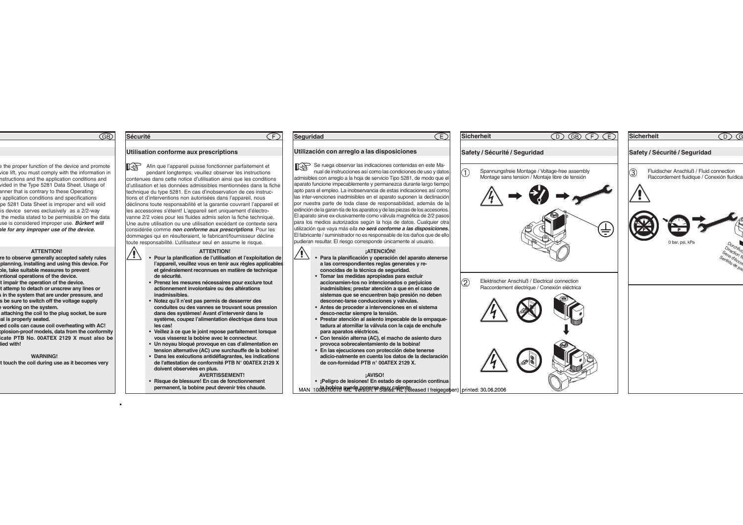## GB

e the proper function of the device and promote vice lift, you must comply with the information in nstructions and the application conditions and vided in the Type 5281 Data Sheet. Usage of anner that is contrary to these Operating e application conditions and specifications pe 5281 Data Sheet is improper and will void is device serves exclusively as a 2/2-way the media stated to be permissible on the data use is considered improper use. ***Bürkert will ble for any improper use of the device.***

**ATTENTION!**

- **re to observe generally accepted safety rules planning, installing and using this device. For ble, take suitable measures to prevent ntional operations of the device.**
- **t impair the operation of the device.**
- **t attempt to detach or unscrew any lines or s in the system that are under pressure, and s be sure to switch off the voltage supply e working on the system.**
- **attaching the coil to the plug socket, be sure al is properly seated.**
- **ed coils can cause coil overheating with AC!**
- **xplosion-proof models, data from the conformity icate PTB No. 00ATEX 2129 X must also be lied with!**

**WARNING!**

- **t touch the coil during use as it becomes very**

## Sécurité (F)

### Utilisation conforme aux prescriptions

Afin que l'appareil puisse fonctionner parfaitement et pendant longtemps, veuillez observer les instructions contenues dans cette notice d'utilisation ainsi que les conditions d'utilisation et les données admissibles mentionnées dans la fiche technique du type 5281. En cas d'inobservation de ces instructions et d'interventions non autorisées dans l'appareil, nous déclinons toute responsabilité et la garantie couvrant l'appareil et les accessoires s'éteint! L'appareil sert uniquement d'électrovanne 2/2 voies pour les fluides admis selon la fiche technique. Une autre utilisation ou une utilisation excédant ce contexte sera considérée comme ***non conforme aux prescriptions***. Pour les dommages qui en résulteraient, le fabricant/fournisseur décline toute responsabilité. L'utilisateur seul en assume le risque.

**ATTENTION!**

- **Pour la planification de l'utilisation et l'exploitation de l'appareil, veuillez vous en tenir aux règles applicables et généralement reconnues en matière de technique de sécurité.**
- **Prenez les mesures nécessaires pour exclure tout actionnement involontaire ou des altérations inadmissibles.**
- **Notez qu'il n'est pas permis de desserrer des conduites ou des vannes se trouvant sous pression dans des systèmes! Avant d'intervenir dans le système, coupez l'alimentation électrique dans tous les cas!**
- **Veillez à ce que le joint repose parfaitement lorsque vous vissez la bobine avec le connecteur.**
- **Un noyau bloqué provoque en cas d'alimentation en tension alternative (AC) une surchauffe de la bobine!**
- **Dans les exécutions antidéflagrantes, les indications de l'attestation de conformité PTB N° 00ATEX 2129 X doivent observées en plus.**

**AVERTISSEMENT!**

- **Risque de blessure! En cas de fonctionnement permanent, la bobine peut devenir très chaude.**

## Seguridad (E)

### Utilización con arreglo a las disposiciones

Se ruega observar las indicaciones contenidas en este Manual de instrucciones así como las condiciones de uso y datos admisibles con arreglo a la hoja de servicio Tipo 5281, de modo que el aparato funcione impecablemente y permanezca durante largo tiempo apto para el empleo. La inobservancia de estas indicaciones así como las inter-venciones inadmisibles en el aparato suponen la declinación por nuestra parte de toda clase de responsabilidad, además de la extinción de la garan-tía de los aparatos y de las piezas de los accesorios. El aparato sirve ex-clusivamente como válvula magnética de 2/2 pasos para los medios autorizados según la hoja de datos. Cualquier otra utilización que vaya más e*lla* ***no será conforme a las disposiciones.*** El fabricante / suministrador no es responsable de los daños que de ello pudieran resultar. El riesgo corresponde únicamente al usuario.

**¡ATENCIÓN!**

- **Para la planificación y operación del aparato atenerse a las correspondientes reglas generales y reconocidas de la técnica de seguridad.**
- **Tomar las medidas apropiadas para excluir accionamien-tos no intencionados o perjuicios inadmisibles; prestar atención a que en el caso de sistemas que se encuentren bajo presión no deben desconec-tarse conducciones y válvulas.**
- **Antes de proceder a intervenciones en el sistema desco-nectar siempre la tensión.**
- **Prestar atención al asiento impecable de la empaque-tadura al atornillar la válvula con la caja de enchufe para aparatos eléctricos.**
- **Con tensión alterna (AC), el macho de asiento duro provoca sobrecalentamiento de la bobina!**
- **En las ejecuciones con protección debe tenerse adicio-nalmente en cuenta los datos de la declaración de con-formidad PTB n° 00ATEX 2129 X.**

**¡AVISO!**

- **¡Peligro de lesiones! En estado de operación continua la bobina puede ponerse muy caliente.**

## Sicherheit (D) (GB) (F) (E)

### Safety / Sécurité / Seguridad

① Spannungsfreie Montage / Voltage-free assembly
Montage sans tension / Montaje libre de tensión

② Elektrischer Anschluß / Electrical connection
Raccordement électrique / Conexión eléctrica

## Sicherheit (D) (G

### Safety / Sécurité / Seguridad

③ Fluidischer Anschluß / Fluid connection
Raccordement fluidique / Conexión fluídica

0 bar, psi, kPa

Durchflu... / Direction fl... / Sens d'écoo... / Sentido de pa...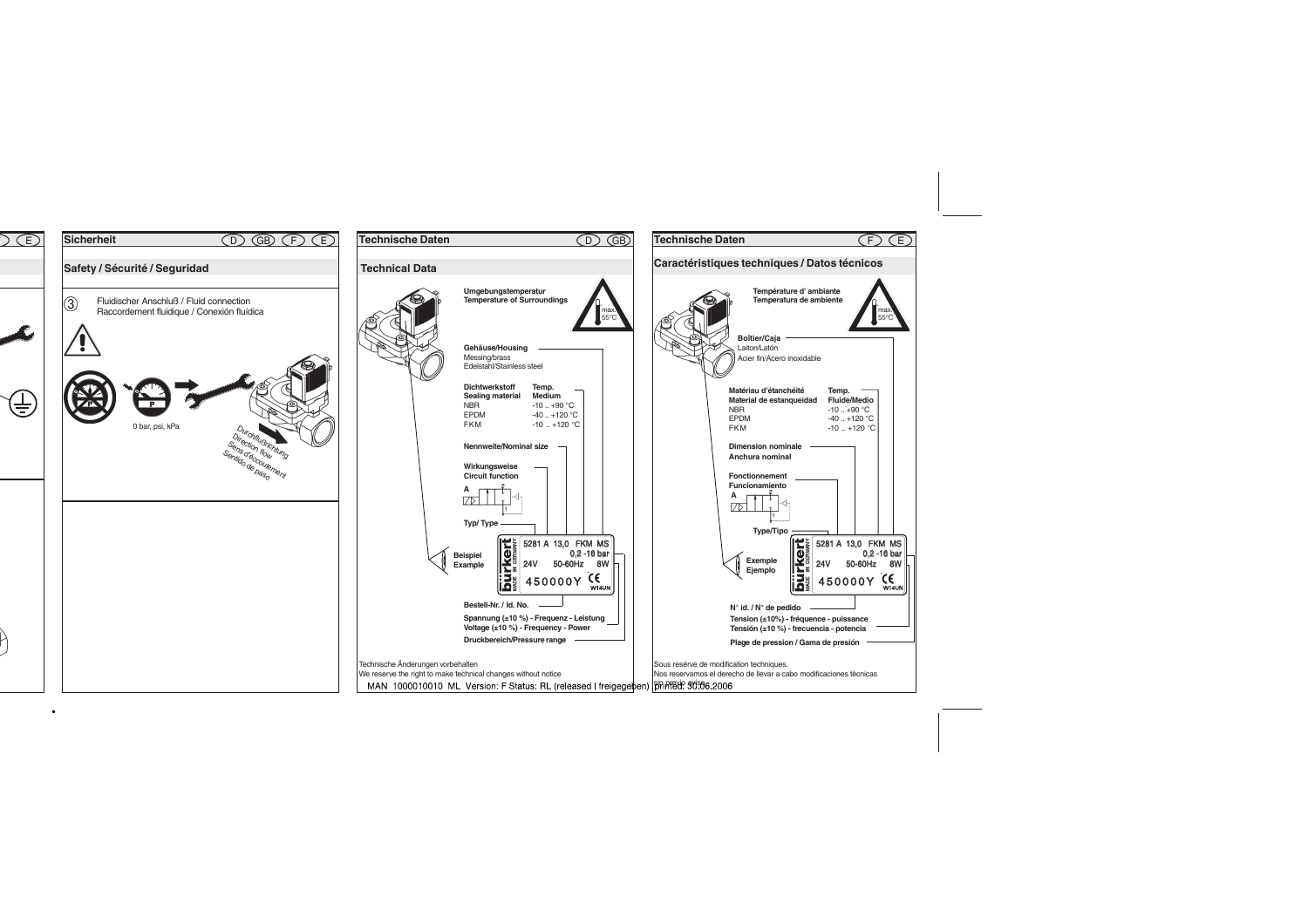## Sicherheit

## Safety / Sécurité / Seguridad

③ Fluidischer Anschluß / Fluid connection
Raccordement fluidique / Conexión fluídica

0 bar, psi, kPa

Durchflußrichtung
Direction flow
Sens d'écoulement
Sentido de paso

## Technische Daten

## Technical Data

**Umgebungstemperatur**
**Temperature of Surroundings**

max. 55°C

**Gehäuse/Housing**
Messing/brass
Edelstahl/Stainless steel

| **Dichtwerkstoff** **Sealing material** | **Temp.** **Medium** |
|---|---|
| NBR | -10 .. +90 °C |
| EPDM | -40 .. +120 °C |
| FKM | -10 .. +120 °C |

**Nennweite/Nominal size**

**Wirkungsweise**
**Circuit function**

**Typ/ Type**

**Beispiel**
**Example**

5281 A 13,0 FKM MS
0,2 -16 bar
24V 50-60Hz 8W
450000Y

**Bestell-Nr. / Id. No.**

**Spannung (±10 %) - Frequenz - Leistung**
**Voltage (±10 %) - Frequency - Power**

**Druckbereich/Pressure range**

Technische Änderungen vorbehalten
We reserve the right to make technical changes without notice

## Technische Daten

## Caractéristiques techniques / Datos técnicos

**Température d' ambiante**
**Temperatura de ambiente**

max. 55°C

**Boîtier/Caja**
Laiton/Latón
Acier fin/Acero inoxidable

| **Matériau d'étanchéité** **Material de estanqueidad** | **Temp.** **Fluide/Medio** |
|---|---|
| NBR | -10 .. +90 °C |
| EPDM | -40 .. +120 °C |
| FKM | -10 .. +120 °C |

**Dimension nominale**
**Anchura nominal**

**Fonctionnement**
**Funcionamiento**

**Type/Tipo**

**Exemple**
**Ejemplo**

5281 A 13,0 FKM MS
0,2 -16 bar
24V 50-60Hz 8W
450000Y

**N° id. / N° de pedido**

**Tension (±10%) - fréquence - puissance**
**Tensión (±10 %) - frecuencia - potencia**

**Plage de pression / Gama de presión**

Sous reserve de modification techniques.
Nos reservamos el derecho de llevar a cabo modificaciones técnicas sin previo aviso.

MAN 1000010010 ML Version: F Status: RL (released I freigegeben) printed: 30.06.2006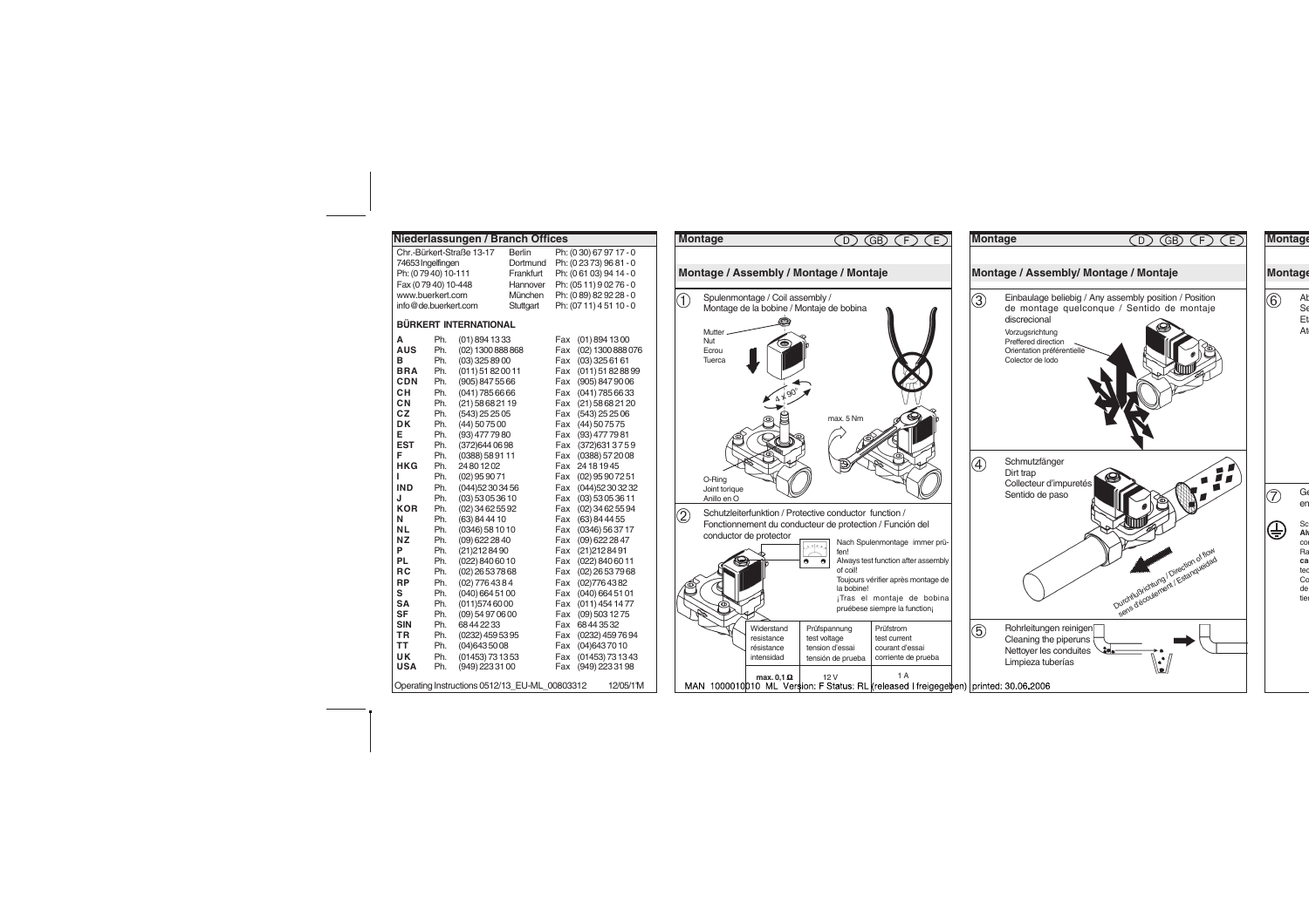## Niederlassungen / Branch Offices

Chr.-Bürkert-Straße 13-17
74653 Ingelfingen
Ph: (0 79 40) 10-111
Fax (0 79 40) 10-448
www.buerkert.com
info@de.buerkert.com

| | |
|---|---|
| Berlin | Ph: (0 30) 67 97 17 - 0 |
| Dortmund | Ph: (0 23 73) 96 81 - 0 |
| Frankfurt | Ph: (0 61 03) 94 14 - 0 |
| Hannover | Ph: (05 11) 9 02 76 - 0 |
| München | Ph: (0 89) 82 92 28 - 0 |
| Stuttgart | Ph: (07 11) 4 51 10 - 0 |

**BÜRKERT INTERNATIONAL**

| | | | | |
|---|---|---|---|---|
| **A** | Ph. | (01) 894 13 33 | Fax | (01) 894 13 00 |
| **AUS** | Ph. | (02) 1300 888 868 | Fax | (02) 1300 888 076 |
| **B** | Ph. | (03) 325 89 00 | Fax | (03) 325 61 61 |
| **BRA** | Ph. | (011) 51 82 00 11 | Fax | (011) 51 82 88 99 |
| **CDN** | Ph. | (905) 847 55 66 | Fax | (905) 847 90 06 |
| **CH** | Ph. | (041) 785 66 66 | Fax | (041) 785 66 33 |
| **CN** | Ph. | (21) 58 68 21 19 | Fax | (21) 58 68 21 20 |
| **CZ** | Ph. | (543) 25 25 05 | Fax | (543) 25 25 06 |
| **DK** | Ph. | (44) 50 75 00 | Fax | (44) 50 75 75 |
| **E** | Ph. | (93) 477 79 80 | Fax | (93) 477 79 81 |
| **EST** | Ph. | (372)644 06 98 | Fax | (372)631 3 7 5 9 |
| **F** | Ph. | (0388) 58 91 11 | Fax | (0388) 57 20 08 |
| **HKG** | Ph. | 24 80 12 02 | Fax | 24 18 19 45 |
| **I** | Ph. | (02) 95 90 71 | Fax | (02) 95 90 72 51 |
| **IND** | Ph. | (044)52 30 34 56 | Fax | (044)52 30 32 32 |
| **J** | Ph. | (03) 53 05 36 10 | Fax | (03) 53 05 36 11 |
| **KOR** | Ph. | (02) 34 62 55 92 | Fax | (02) 34 62 55 94 |
| **N** | Ph. | (63) 84 44 10 | Fax | (63) 84 44 55 |
| **NL** | Ph. | (0346) 58 10 10 | Fax | (0346) 56 37 17 |
| **NZ** | Ph. | (09) 622 28 40 | Fax | (09) 622 28 47 |
| **P** | Ph. | (21)212 84 90 | Fax | (21)212 84 91 |
| **PL** | Ph. | (022) 840 60 10 | Fax | (022) 840 60 11 |
| **RC** | Ph. | (02) 26 53 78 68 | Fax | (02) 26 53 79 68 |
| **RP** | Ph. | (02) 776 43 8 4 | Fax | (02)776 43 82 |
| **S** | Ph. | (040) 664 51 00 | Fax | (040) 664 51 01 |
| **SA** | Ph. | (011)574 60 00 | Fax | (011) 454 14 77 |
| **SF** | Ph. | (09) 54 97 06 00 | Fax | (09) 503 12 75 |
| **SIN** | Ph. | 68 44 22 33 | Fax | 68 44 35 32 |
| **TR** | Ph. | (0232) 459 53 95 | Fax | (0232) 459 76 94 |
| **TT** | Ph. | (04)643 50 08 | Fax | (04)643 70 10 |
| **UK** | Ph. | (01453) 73 13 53 | Fax | (01453) 73 13 43 |
| **USA** | Ph. | (949) 223 31 00 | Fax | (949) 223 31 98 |

Operating Instructions 0512/13_EU-ML_00803312 12/05/1'M

## Montage

(D) (GB) (F) (E)

### Montage / Assembly / Montage / Montaje

① Spulenmontage / Coil assembly / Montage de la bobine / Montaje de bobina

Mutter / Nut / Ecrou / Tuerca

4 x 90°

max. 5 Nm

O-Ring / Joint torique / Anillo en O

② Schutzleiterfunktion / Protective conductor function / Fonctionnement du conducteur de protection / Función del conductor de protector

Nach Spulenmontage immer prüfen!
Always test function after assembly of coil!
Toujours vérifier après montage de la bobine!
¡Tras el montaje de bobina pruébese siempre la function¡

| Widerstand resistance résistance intensidad | Prüfspannung test voltage tension d'essai tensión de prueba | Prüfstrom test current courant d'essai corriente de prueba |
|---|---|---|
| **max. 0,1 Ω** | 12 V | 1 A |

MAN 1000010010 ML Version: F Status: RL (released I freigegeben) printed: 30.06.2006

## Montage

(D) (GB) (F) (E)

### Montage / Assembly/ Montage / Montaje

③ Einbaulage beliebig / Any assembly position / Position de montage quelconque / Sentido de montaje discrecional

Vorzugsrichtung
Preffered direction
Orientation préférentielle
Colector de lodo

④ Schmutzfänger
Dirt trap
Collecteur d'impuretés
Sentido de paso

Durchflußrichtung / Direction of flow
sens d'écoulement / Estanqueidad

⑤ Rohrleitungen reinigen
Cleaning the piperuns
Nettoyer les conduites
Limpieza tuberías

## Montage

⑥ Ab
Se
Et
At

⑦ Ge
en

Sc
Al
co
Ra
ca
tec
Co
de
tie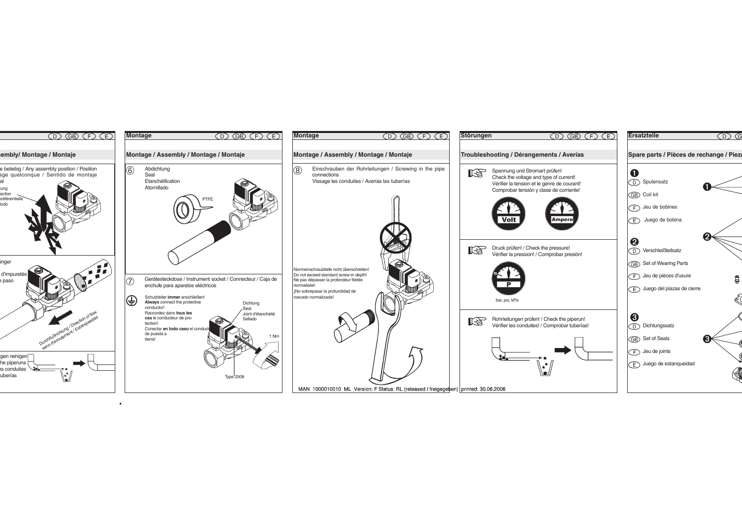## Montage / Assembly / Montage / Montaje

…e beliebig / Any assembly position / Position …age quelconque / Sentido de montaje …al

…tung …ection …préférentielle …lodo

…änger

… d'impuretés …e paso

Durchflußrichtung / Direction of flow / sens d'écoulement / Estanqueidad

…gen reinigen …he piperuns …es conduites …uberías

## Montage

## Montage / Assembly / Montage / Montaje

⑥ Abdichtung
Seal
Etanchéification
Atornillado

PTFE

⑦ Gerätesteckdose / Instrument socket / Connecteur / Caja de enchufe para aparatos eléctricos

Schutzleiter **immer** anschließen!
**Always** connect the protective conductor!
Raccordez dans **tous les cas** le conducteur de protection!
Conectar **en todo caso** el conductor de puesta a tierra!

Dichtung
Seal
Joint d'étanchéité
Sellado

1 Nm

Type 2508

## Montage

## Montage / Assembly / Montage / Montaje

⑧ Einschrauben der Rohrleitungen / Screwing in the pipe connections
Vissage les conduites / Averías las tuberías

Normeinschraubtiefe nicht überschreiten!
Do not exceed standard screw-in depth!
Ne pas dépasser la profondeur filetée normalisée!
¡No sobrepasar la profundidad de roscado normalizada!

## Störungen

## Troubleshooting / Dérangements / Averías

Spannung und Stromart prüfen!
Check the voltage and type of current!
Vérifier la tension et le genre de courant!
Comprobar tensión y clase de corriente!

Volt

Ampere

Druck prüfen! / Check the pressure!
Vérifier la pression! / Comprobar presión!

P

bar, psi, kPa

Rohrleitungen prüfen! / Check the piperun!
Vérifier les conduites! / Comprobar tuberías!

## Ersatzteile

## Spare parts / Pièces de rechange / Pieza…

❶
(D) Spulensatz
(GB) Coil kit
(F) Jeu de bobines
(E) Juego de bobina

❷
(D) Verschleißteilsatz
(GB) Set of Wearing Parts
(F) Jeu de pièces d'usure
(E) Juego del piazas de cierre

❸
(D) Dichtungssatz
(GB) Set of Seals
(F) Jeu de joints
(E) Juego de estanqueidad

MAN 1000010010 ML Version: F Status: RL (released | freigegeben) printed: 30.06.2006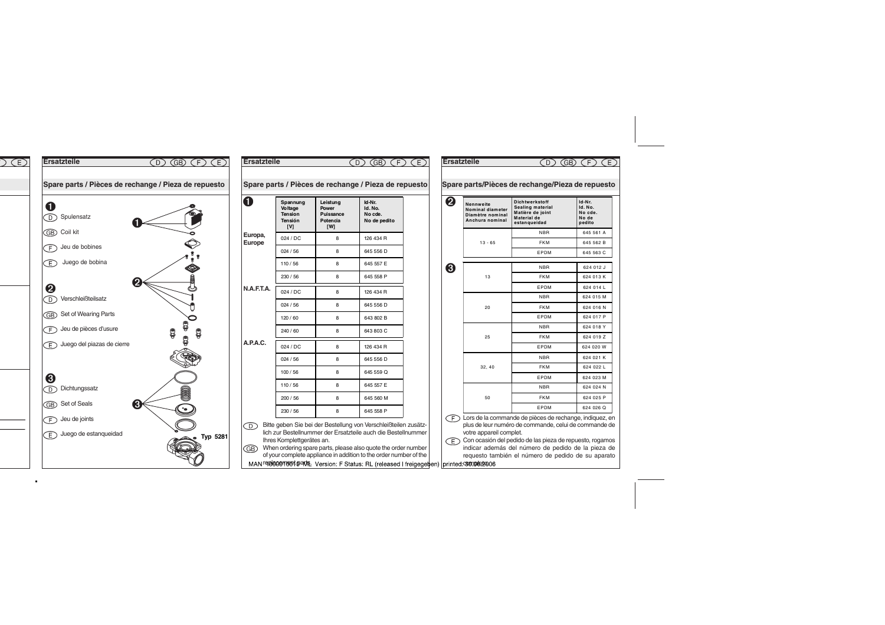## Ersatzteile

## Spare parts / Pièces de rechange / Pieza de repuesto

### ❶

(D) Spulensatz

(GB) Coil kit

(F) Jeu de bobines

(E) Juego de bobina

### ❷

(D) Verschleißteilsatz

(GB) Set of Wearing Parts

(F) Jeu de pièces d'usure

(E) Juego del piazas de cierre

### ❸

(D) Dichtungssatz

(GB) Set of Seals

(F) Jeu de joints

(E) Juego de estanqueidad

Typ 5281

## Ersatzteile

## Spare parts / Pièces de rechange / Pieza de repuesto

### ❶

| | Spannung Voltage Tension Tensión [V] | Leistung Power Puissance Potencia [W] | Id-Nr. Id. No. No cde. No de pedito |
|---|---|---|---|
| Europa, Europe | 024 / DC | 8 | 126 434 R |
| | 024 / 56 | 8 | 645 556 D |
| | 110 / 56 | 8 | 645 557 E |
| | 230 / 56 | 8 | 645 558 P |
| N.A.F.T.A. | 024 / DC | 8 | 126 434 R |
| | 024 / 56 | 8 | 645 556 D |
| | 120 / 60 | 8 | 643 802 B |
| | 240 / 60 | 8 | 643 803 C |
| A.P.A.C. | 024 / DC | 8 | 126 434 R |
| | 024 / 56 | 8 | 645 556 D |
| | 100 / 56 | 8 | 645 559 Q |
| | 110 / 56 | 8 | 645 557 E |
| | 200 / 56 | 8 | 645 560 M |
| | 230 / 56 | 8 | 645 558 P |

(D) Bitte geben Sie bei der Bestellung von Verschleißteilen zusätzlich zur Bestellnummer der Ersatzteile auch die Bestellnummer Ihres Komplettgerätes an.

(GB) When ordering spare parts, please also quote the order number of your complete appliance in addition to the order number of the replacement parts.

## Ersatzteile

## Spare parts/Pièces de rechange/Pieza de repuesto

| | Nennweite Nominal diameter Diamètre nominal Anchura nominal | Dichtwerkstoff Sealing material Matière de joint Material de estanqueidad | Id-Nr. Id. No. No cde. No de pedito |
|---|---|---|---|
| ❷ | 13 - 65 | NBR | 645 561 A |
| | | FKM | 645 562 B |
| | | EPDM | 645 563 C |
| ❸ | 13 | NBR | 624 012 J |
| | | FKM | 624 013 K |
| | | EPDM | 624 014 L |
| | 20 | NBR | 624 015 M |
| | | FKM | 624 016 N |
| | | EPDM | 624 017 P |
| | 25 | NBR | 624 018 Y |
| | | FKM | 624 019 Z |
| | | EPDM | 624 020 W |
| | 32, 40 | NBR | 624 021 K |
| | | FKM | 624 022 L |
| | | EPDM | 624 023 M |
| | 50 | NBR | 624 024 N |
| | | FKM | 624 025 P |
| | | EPDM | 624 026 Q |

(F) Lors de la commande de pièces de rechange, indiquez, en plus de leur numéro de commande, celui de commande de votre appareil complet.

(E) Con ocasión del pedido de las pieza de repuesto, rogamos indicar además del número de pedido de la pieza de requesto también el número de pedido de su aparato completo.

MAN 1000010019 ML Version: F Status: RL (released | freigegeben) printed: 30.08.2006